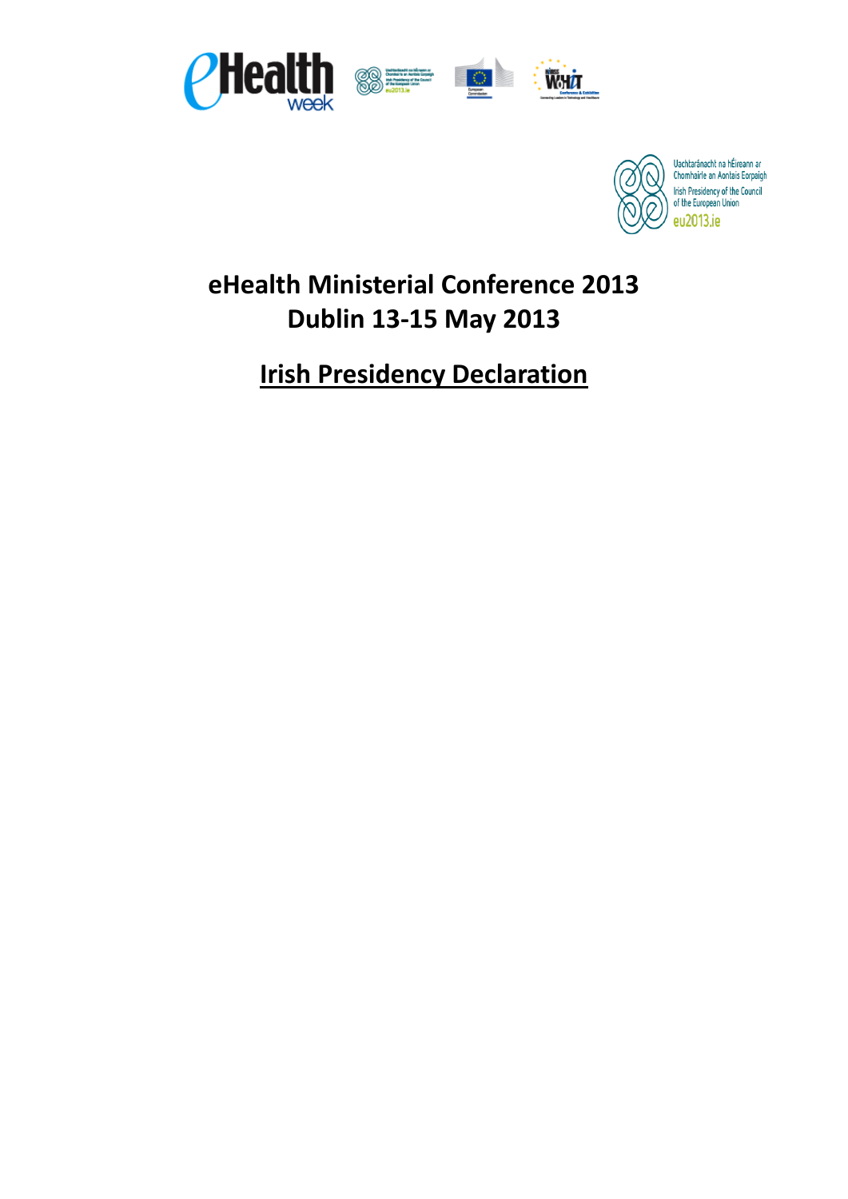# eHealth Ministerial Conference 2013
# Dublin 13-15 May 2013

## Irish Presidency Declaration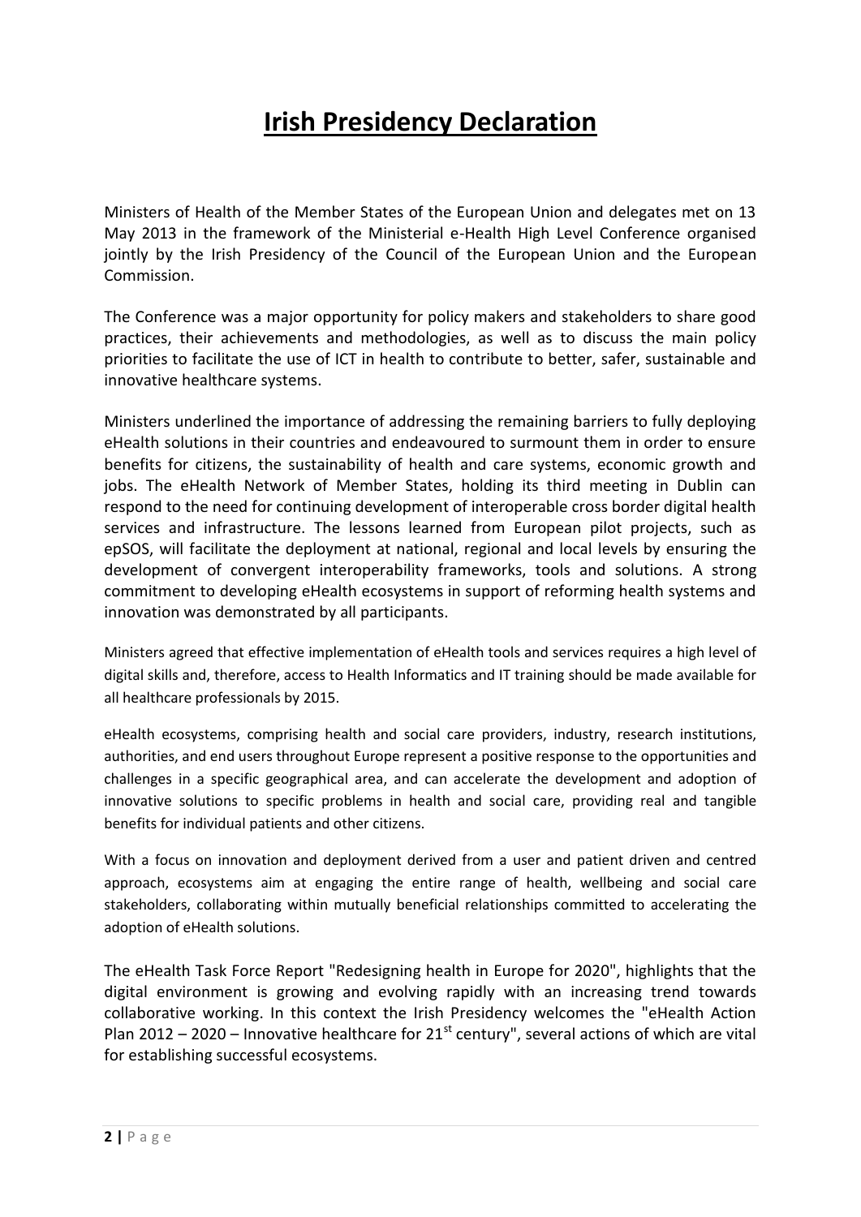# Irish Presidency Declaration

Ministers of Health of the Member States of the European Union and delegates met on 13 May 2013 in the framework of the Ministerial e-Health High Level Conference organised jointly by the Irish Presidency of the Council of the European Union and the European Commission.

The Conference was a major opportunity for policy makers and stakeholders to share good practices, their achievements and methodologies, as well as to discuss the main policy priorities to facilitate the use of ICT in health to contribute to better, safer, sustainable and innovative healthcare systems.

Ministers underlined the importance of addressing the remaining barriers to fully deploying eHealth solutions in their countries and endeavoured to surmount them in order to ensure benefits for citizens, the sustainability of health and care systems, economic growth and jobs. The eHealth Network of Member States, holding its third meeting in Dublin can respond to the need for continuing development of interoperable cross border digital health services and infrastructure. The lessons learned from European pilot projects, such as epSOS, will facilitate the deployment at national, regional and local levels by ensuring the development of convergent interoperability frameworks, tools and solutions. A strong commitment to developing eHealth ecosystems in support of reforming health systems and innovation was demonstrated by all participants.

Ministers agreed that effective implementation of eHealth tools and services requires a high level of digital skills and, therefore, access to Health Informatics and IT training should be made available for all healthcare professionals by 2015.

eHealth ecosystems, comprising health and social care providers, industry, research institutions, authorities, and end users throughout Europe represent a positive response to the opportunities and challenges in a specific geographical area, and can accelerate the development and adoption of innovative solutions to specific problems in health and social care, providing real and tangible benefits for individual patients and other citizens.

With a focus on innovation and deployment derived from a user and patient driven and centred approach, ecosystems aim at engaging the entire range of health, wellbeing and social care stakeholders, collaborating within mutually beneficial relationships committed to accelerating the adoption of eHealth solutions.

The eHealth Task Force Report "Redesigning health in Europe for 2020", highlights that the digital environment is growing and evolving rapidly with an increasing trend towards collaborative working. In this context the Irish Presidency welcomes the "eHealth Action Plan 2012 – 2020 – Innovative healthcare for 21st century", several actions of which are vital for establishing successful ecosystems.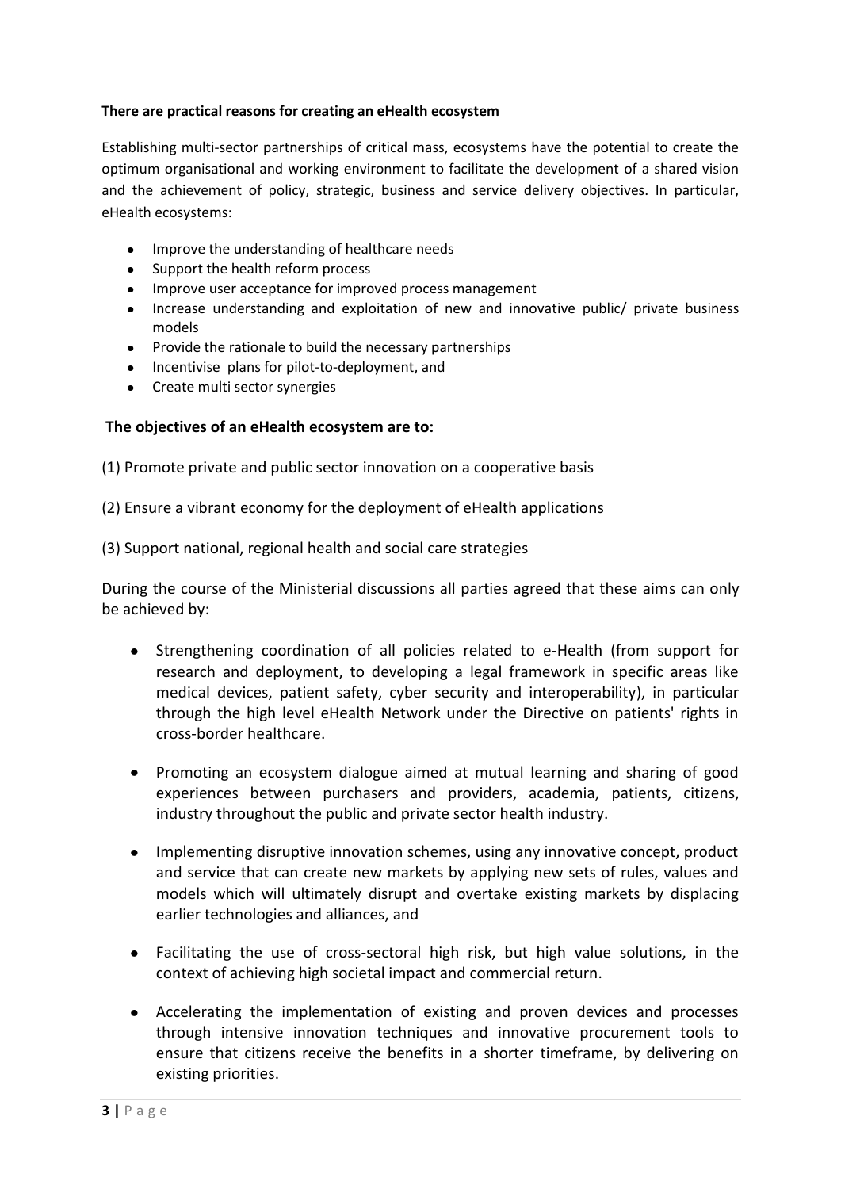**There are practical reasons for creating an eHealth ecosystem**

Establishing multi-sector partnerships of critical mass, ecosystems have the potential to create the optimum organisational and working environment to facilitate the development of a shared vision and the achievement of policy, strategic, business and service delivery objectives. In particular, eHealth ecosystems:

- Improve the understanding of healthcare needs
- Support the health reform process
- Improve user acceptance for improved process management
- Increase understanding and exploitation of new and innovative public/ private business models
- Provide the rationale to build the necessary partnerships
- Incentivise plans for pilot-to-deployment, and
- Create multi sector synergies

**The objectives of an eHealth ecosystem are to:**

(1) Promote private and public sector innovation on a cooperative basis

(2) Ensure a vibrant economy for the deployment of eHealth applications

(3) Support national, regional health and social care strategies

During the course of the Ministerial discussions all parties agreed that these aims can only be achieved by:

- Strengthening coordination of all policies related to e-Health (from support for research and deployment, to developing a legal framework in specific areas like medical devices, patient safety, cyber security and interoperability), in particular through the high level eHealth Network under the Directive on patients' rights in cross-border healthcare.
- Promoting an ecosystem dialogue aimed at mutual learning and sharing of good experiences between purchasers and providers, academia, patients, citizens, industry throughout the public and private sector health industry.
- Implementing disruptive innovation schemes, using any innovative concept, product and service that can create new markets by applying new sets of rules, values and models which will ultimately disrupt and overtake existing markets by displacing earlier technologies and alliances, and
- Facilitating the use of cross-sectoral high risk, but high value solutions, in the context of achieving high societal impact and commercial return.
- Accelerating the implementation of existing and proven devices and processes through intensive innovation techniques and innovative procurement tools to ensure that citizens receive the benefits in a shorter timeframe, by delivering on existing priorities.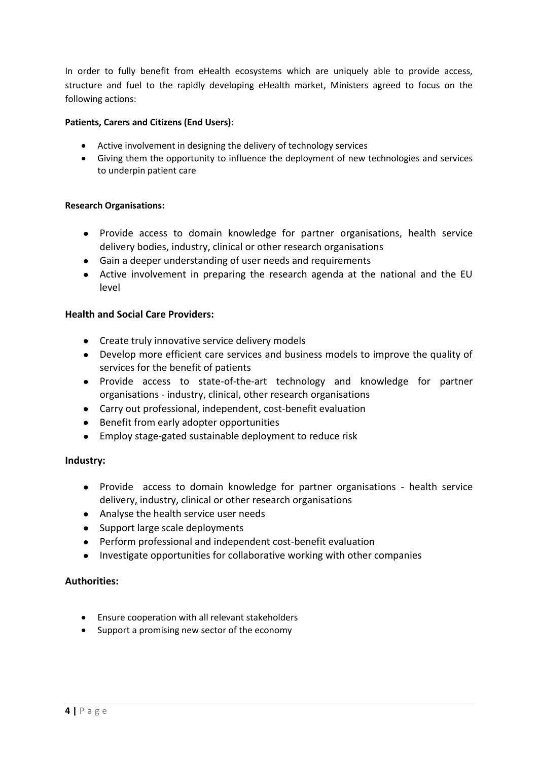In order to fully benefit from eHealth ecosystems which are uniquely able to provide access, structure and fuel to the rapidly developing eHealth market, Ministers agreed to focus on the following actions:

**Patients, Carers and Citizens (End Users):**

- Active involvement in designing the delivery of technology services
- Giving them the opportunity to influence the deployment of new technologies and services to underpin patient care

**Research Organisations:**

- Provide access to domain knowledge for partner organisations, health service delivery bodies, industry, clinical or other research organisations
- Gain a deeper understanding of user needs and requirements
- Active involvement in preparing the research agenda at the national and the EU level

**Health and Social Care Providers:**

- Create truly innovative service delivery models
- Develop more efficient care services and business models to improve the quality of services for the benefit of patients
- Provide access to state-of-the-art technology and knowledge for partner organisations - industry, clinical, other research organisations
- Carry out professional, independent, cost-benefit evaluation
- Benefit from early adopter opportunities
- Employ stage-gated sustainable deployment to reduce risk

**Industry:**

- Provide access to domain knowledge for partner organisations - health service delivery, industry, clinical or other research organisations
- Analyse the health service user needs
- Support large scale deployments
- Perform professional and independent cost-benefit evaluation
- Investigate opportunities for collaborative working with other companies

**Authorities:**

- Ensure cooperation with all relevant stakeholders
- Support a promising new sector of the economy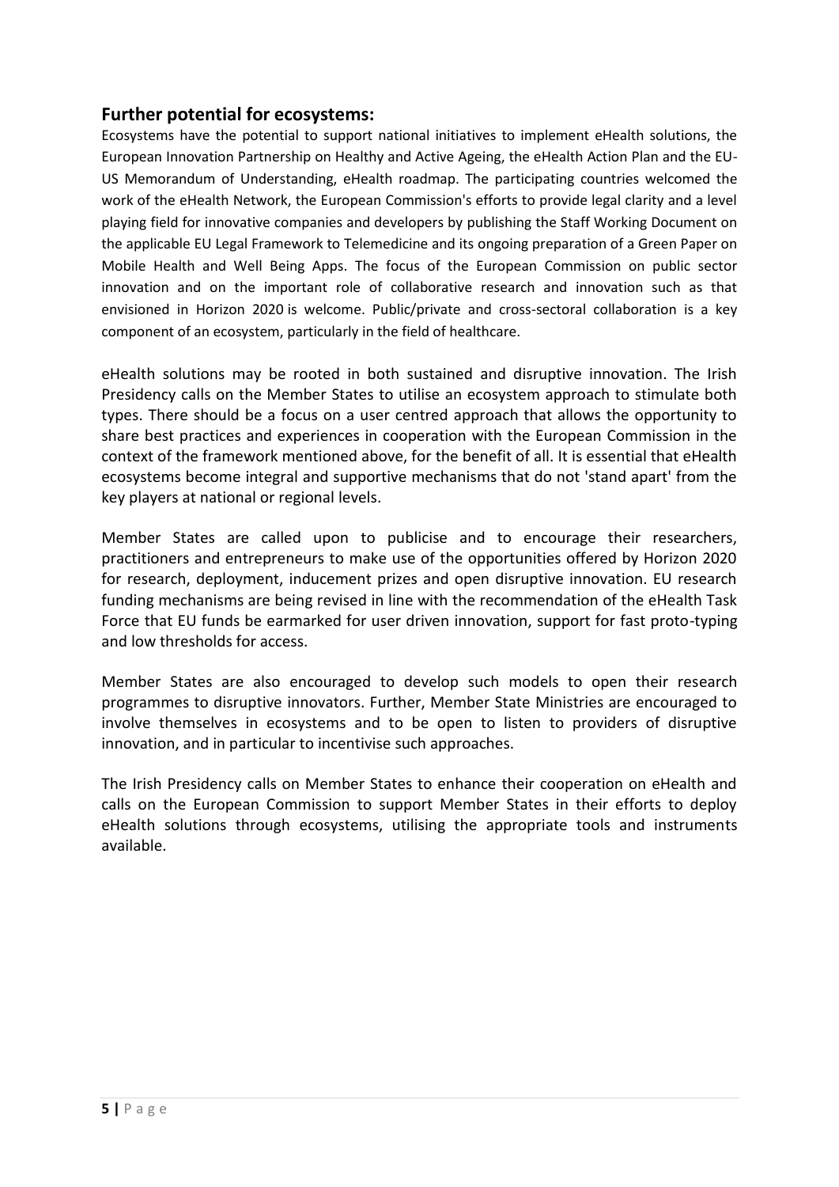## Further potential for ecosystems:

Ecosystems have the potential to support national initiatives to implement eHealth solutions, the European Innovation Partnership on Healthy and Active Ageing, the eHealth Action Plan and the EU-US Memorandum of Understanding, eHealth roadmap. The participating countries welcomed the work of the eHealth Network, the European Commission's efforts to provide legal clarity and a level playing field for innovative companies and developers by publishing the Staff Working Document on the applicable EU Legal Framework to Telemedicine and its ongoing preparation of a Green Paper on Mobile Health and Well Being Apps. The focus of the European Commission on public sector innovation and on the important role of collaborative research and innovation such as that envisioned in Horizon 2020 is welcome. Public/private and cross-sectoral collaboration is a key component of an ecosystem, particularly in the field of healthcare.

eHealth solutions may be rooted in both sustained and disruptive innovation. The Irish Presidency calls on the Member States to utilise an ecosystem approach to stimulate both types. There should be a focus on a user centred approach that allows the opportunity to share best practices and experiences in cooperation with the European Commission in the context of the framework mentioned above, for the benefit of all. It is essential that eHealth ecosystems become integral and supportive mechanisms that do not 'stand apart' from the key players at national or regional levels.

Member States are called upon to publicise and to encourage their researchers, practitioners and entrepreneurs to make use of the opportunities offered by Horizon 2020 for research, deployment, inducement prizes and open disruptive innovation. EU research funding mechanisms are being revised in line with the recommendation of the eHealth Task Force that EU funds be earmarked for user driven innovation, support for fast proto-typing and low thresholds for access.

Member States are also encouraged to develop such models to open their research programmes to disruptive innovators. Further, Member State Ministries are encouraged to involve themselves in ecosystems and to be open to listen to providers of disruptive innovation, and in particular to incentivise such approaches.

The Irish Presidency calls on Member States to enhance their cooperation on eHealth and calls on the European Commission to support Member States in their efforts to deploy eHealth solutions through ecosystems, utilising the appropriate tools and instruments available.